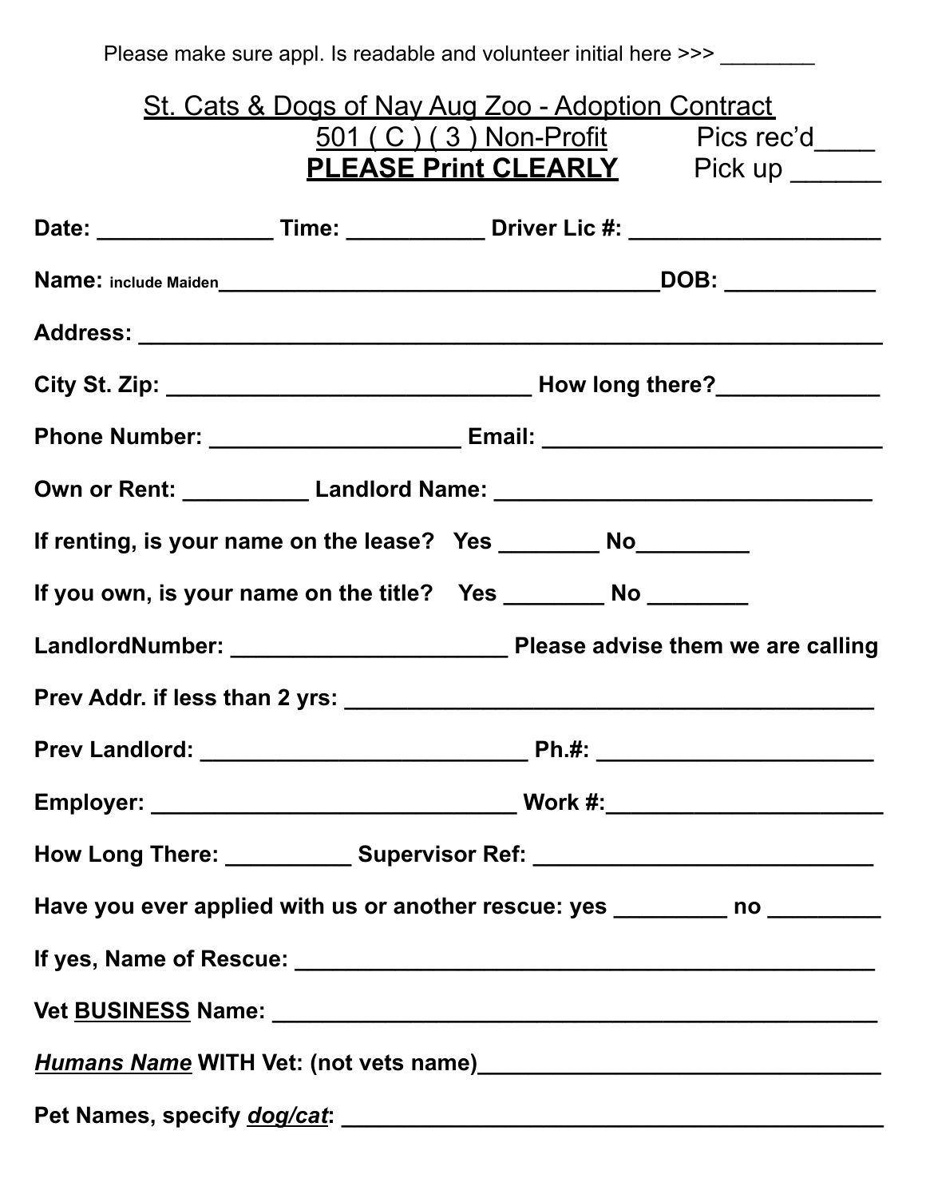Please make sure appl. Is readable and volunteer initial here >>> ________

# St. Cats & Dogs of Nay Aug Zoo - Adoption Contract

501 ( C ) ( 3 ) Non-Profit — Pics rec'd____

**PLEASE Print CLEARLY** — Pick up ______

**Date:** ______________ **Time:** ___________ **Driver Lic #:** ____________________

**Name:** include Maiden_____________________________________**DOB:** ____________

**Address:** _______________________________________________________________

**City St. Zip:** ______________________________ **How long there?**_____________

**Phone Number:** ____________________ **Email:** ___________________________

**Own or Rent:** __________ **Landlord Name:** ______________________________

**If renting, is your name on the lease? Yes** ________ **No**_________

**If you own, is your name on the title? Yes** ________ **No** ________

**LandlordNumber:** ______________________ **Please advise them we are calling**

**Prev Addr. if less than 2 yrs:** ___________________________________________

**Prev Landlord:** ___________________________ **Ph.#:** ______________________

**Employer:** ______________________________ **Work #:**______________________

**How Long There:** __________ **Supervisor Ref:** ___________________________

**Have you ever applied with us or another rescue: yes** _________ **no** _________

**If yes, Name of Rescue:** _____________________________________________

**Vet BUSINESS Name:** _______________________________________________

***Humans Name* WITH Vet: (not vets name)**________________________________

**Pet Names, specify *dog/cat*:** ___________________________________________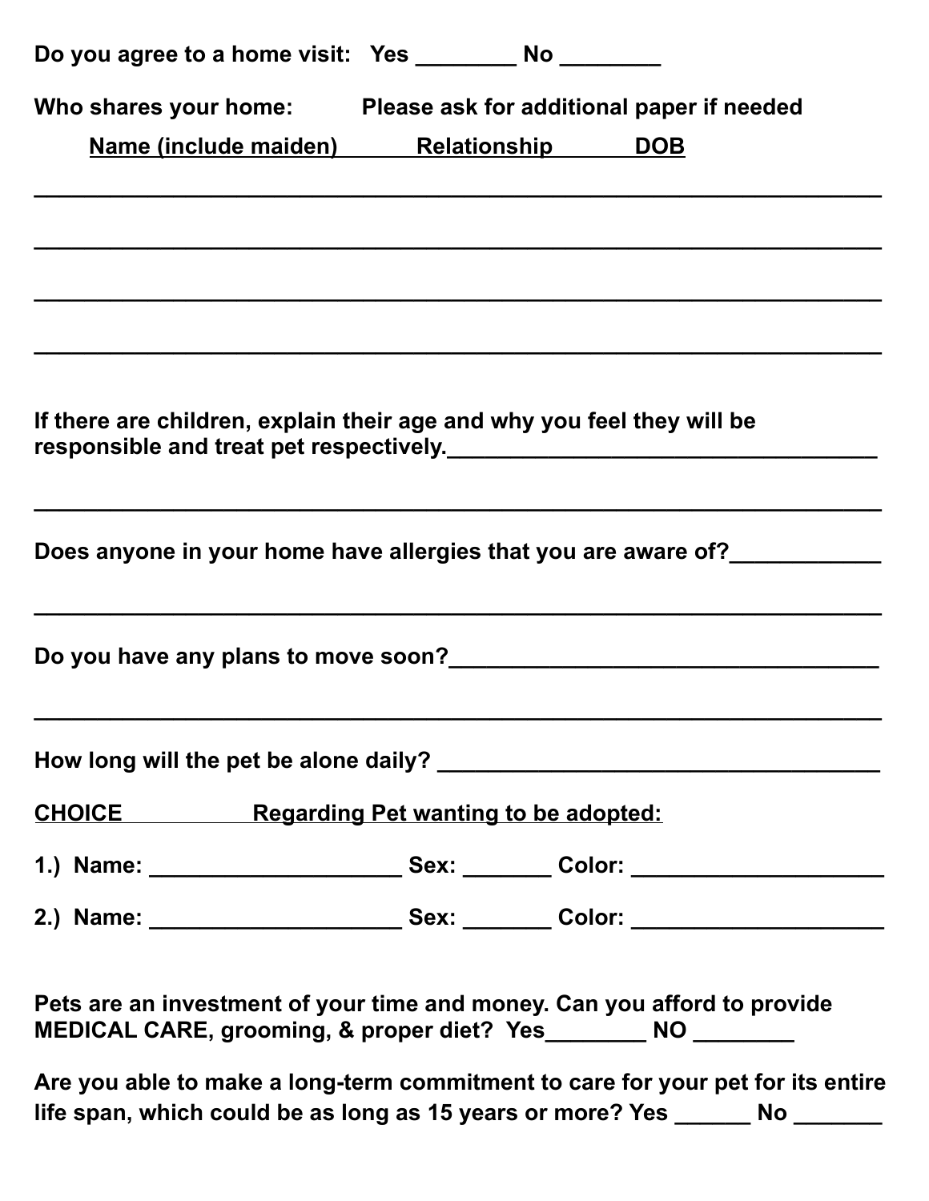**Do you agree to a home visit: Yes ________ No ________**

**Who shares your home: Please ask for additional paper if needed**

**Name (include maiden) Relationship DOB**

_________________________________________________________________

_________________________________________________________________

_________________________________________________________________

_________________________________________________________________

**If there are children, explain their age and why you feel they will be responsible and treat pet respectively.___________________________________**

_________________________________________________________________

**Does anyone in your home have allergies that you are aware of?____________**

_________________________________________________________________

**Do you have any plans to move soon?___________________________________**

_________________________________________________________________

**How long will the pet be alone daily? ___________________________________**

**CHOICE Regarding Pet wanting to be adopted:**

**1.) Name: ____________________ Sex: _______ Color: ____________________**

**2.) Name: ____________________ Sex: _______ Color: ____________________**

**Pets are an investment of your time and money. Can you afford to provide MEDICAL CARE, grooming, & proper diet? Yes________ NO ________**

**Are you able to make a long-term commitment to care for your pet for its entire life span, which could be as long as 15 years or more? Yes ______ No _______**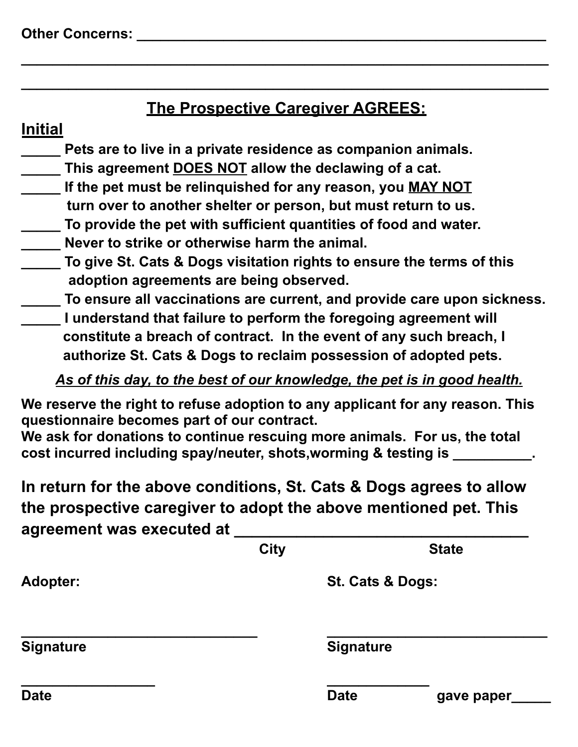Other Concerns: ______________________________________________________

______________________________________________________________________

______________________________________________________________________

## The Prospective Caregiver AGREES:

**Initial**

_____ Pets are to live in a private residence as companion animals.

_____ This agreement DOES NOT allow the declawing of a cat.

_____ If the pet must be relinquished for any reason, you MAY NOT turn over to another shelter or person, but must return to us.

_____ To provide the pet with sufficient quantities of food and water.

_____ Never to strike or otherwise harm the animal.

_____ To give St. Cats & Dogs visitation rights to ensure the terms of this adoption agreements are being observed.

_____ To ensure all vaccinations are current, and provide care upon sickness.

_____ I understand that failure to perform the foregoing agreement will constitute a breach of contract. In the event of any such breach, I authorize St. Cats & Dogs to reclaim possession of adopted pets.

*As of this day, to the best of our knowledge, the pet is in good health.*

We reserve the right to refuse adoption to any applicant for any reason. This questionnaire becomes part of our contract.
We ask for donations to continue rescuing more animals. For us, the total cost incurred including spay/neuter, shots,worming & testing is __________.

**In return for the above conditions, St. Cats & Dogs agrees to allow the prospective caregiver to adopt the above mentioned pet. This agreement was executed at ___________________________________**

City State

Adopter: St. Cats & Dogs:

_______________________________ _______________________________

Signature Signature

_________________ _____________

Date Date gave paper_____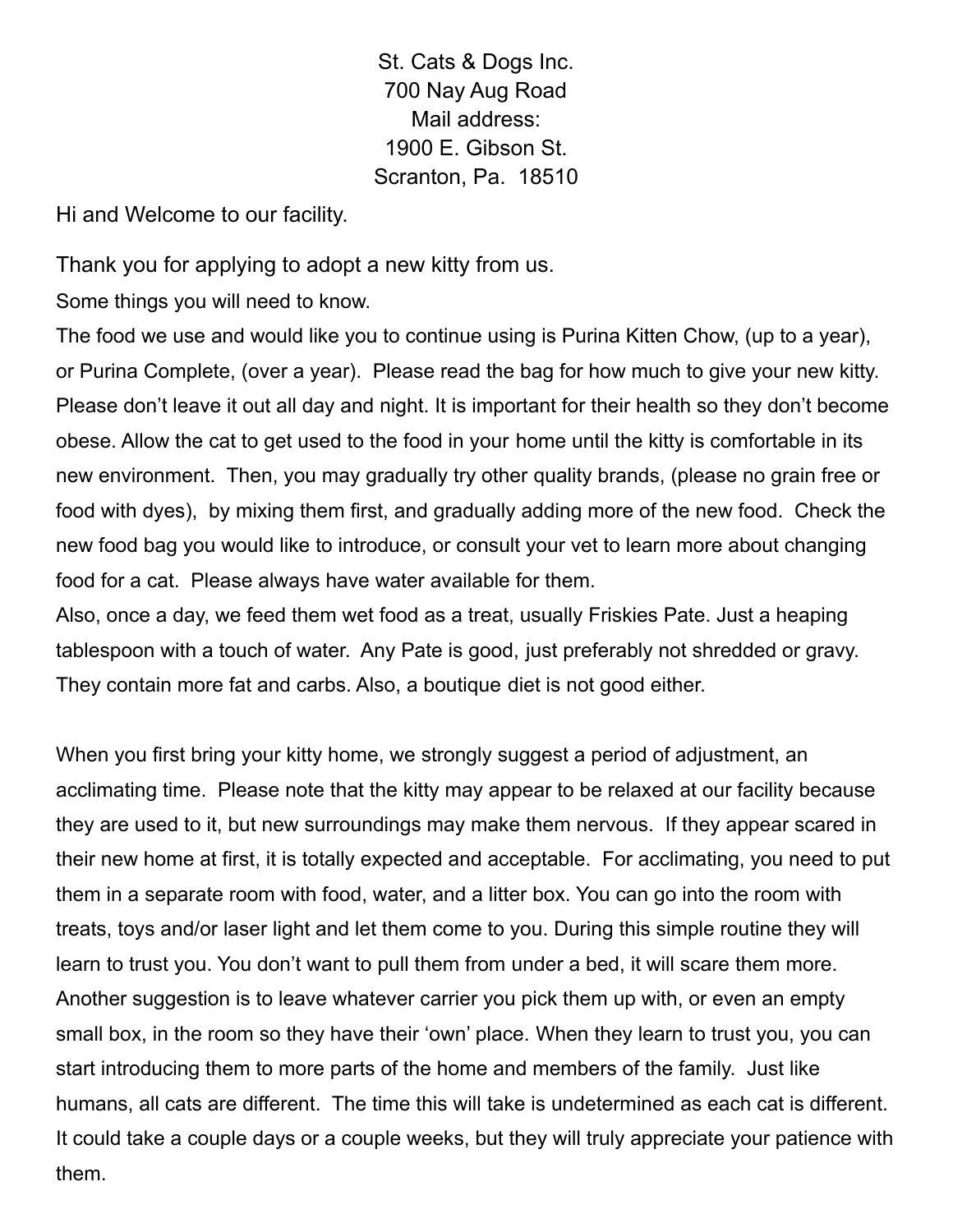St. Cats & Dogs Inc.
700 Nay Aug Road
Mail address:
1900 E. Gibson St.
Scranton, Pa. 18510

Hi and Welcome to our facility.

Thank you for applying to adopt a new kitty from us.

Some things you will need to know.

The food we use and would like you to continue using is Purina Kitten Chow, (up to a year), or Purina Complete, (over a year). Please read the bag for how much to give your new kitty. Please don't leave it out all day and night. It is important for their health so they don't become obese. Allow the cat to get used to the food in your home until the kitty is comfortable in its new environment. Then, you may gradually try other quality brands, (please no grain free or food with dyes), by mixing them first, and gradually adding more of the new food. Check the new food bag you would like to introduce, or consult your vet to learn more about changing food for a cat. Please always have water available for them.

Also, once a day, we feed them wet food as a treat, usually Friskies Pate. Just a heaping tablespoon with a touch of water. Any Pate is good, just preferably not shredded or gravy. They contain more fat and carbs. Also, a boutique diet is not good either.

When you first bring your kitty home, we strongly suggest a period of adjustment, an acclimating time. Please note that the kitty may appear to be relaxed at our facility because they are used to it, but new surroundings may make them nervous. If they appear scared in their new home at first, it is totally expected and acceptable. For acclimating, you need to put them in a separate room with food, water, and a litter box. You can go into the room with treats, toys and/or laser light and let them come to you. During this simple routine they will learn to trust you. You don't want to pull them from under a bed, it will scare them more. Another suggestion is to leave whatever carrier you pick them up with, or even an empty small box, in the room so they have their 'own' place. When they learn to trust you, you can start introducing them to more parts of the home and members of the family. Just like humans, all cats are different. The time this will take is undetermined as each cat is different. It could take a couple days or a couple weeks, but they will truly appreciate your patience with them.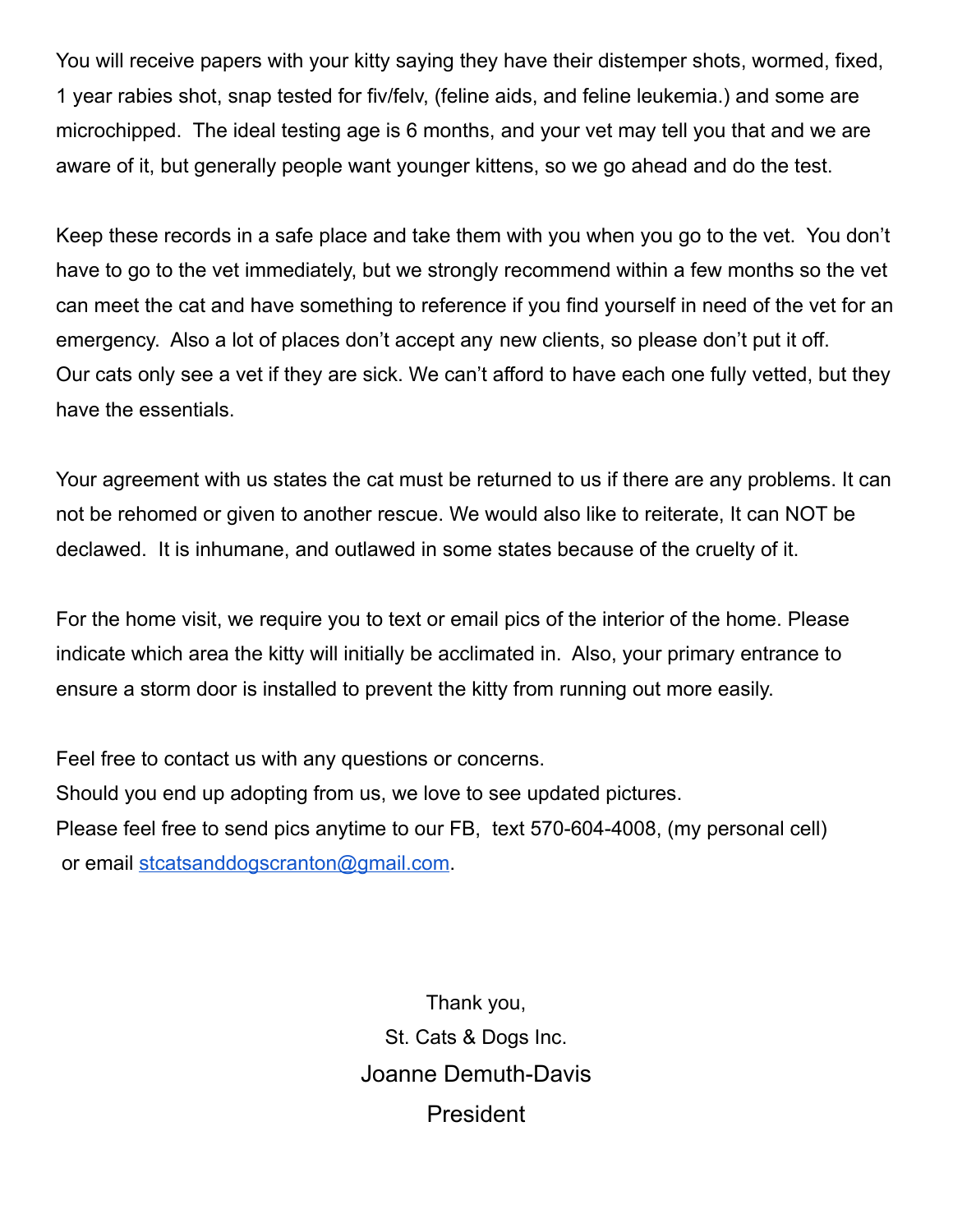You will receive papers with your kitty saying they have their distemper shots, wormed, fixed, 1 year rabies shot, snap tested for fiv/felv, (feline aids, and feline leukemia.) and some are microchipped. The ideal testing age is 6 months, and your vet may tell you that and we are aware of it, but generally people want younger kittens, so we go ahead and do the test.

Keep these records in a safe place and take them with you when you go to the vet. You don't have to go to the vet immediately, but we strongly recommend within a few months so the vet can meet the cat and have something to reference if you find yourself in need of the vet for an emergency. Also a lot of places don't accept any new clients, so please don't put it off.
Our cats only see a vet if they are sick. We can't afford to have each one fully vetted, but they have the essentials.

Your agreement with us states the cat must be returned to us if there are any problems. It can not be rehomed or given to another rescue. We would also like to reiterate, It can NOT be declawed. It is inhumane, and outlawed in some states because of the cruelty of it.

For the home visit, we require you to text or email pics of the interior of the home. Please indicate which area the kitty will initially be acclimated in. Also, your primary entrance to ensure a storm door is installed to prevent the kitty from running out more easily.

Feel free to contact us with any questions or concerns.
Should you end up adopting from us, we love to see updated pictures.
Please feel free to send pics anytime to our FB, text 570-604-4008, (my personal cell) or email stcatsanddogscranton@gmail.com.

Thank you,
St. Cats & Dogs Inc.
Joanne Demuth-Davis
President